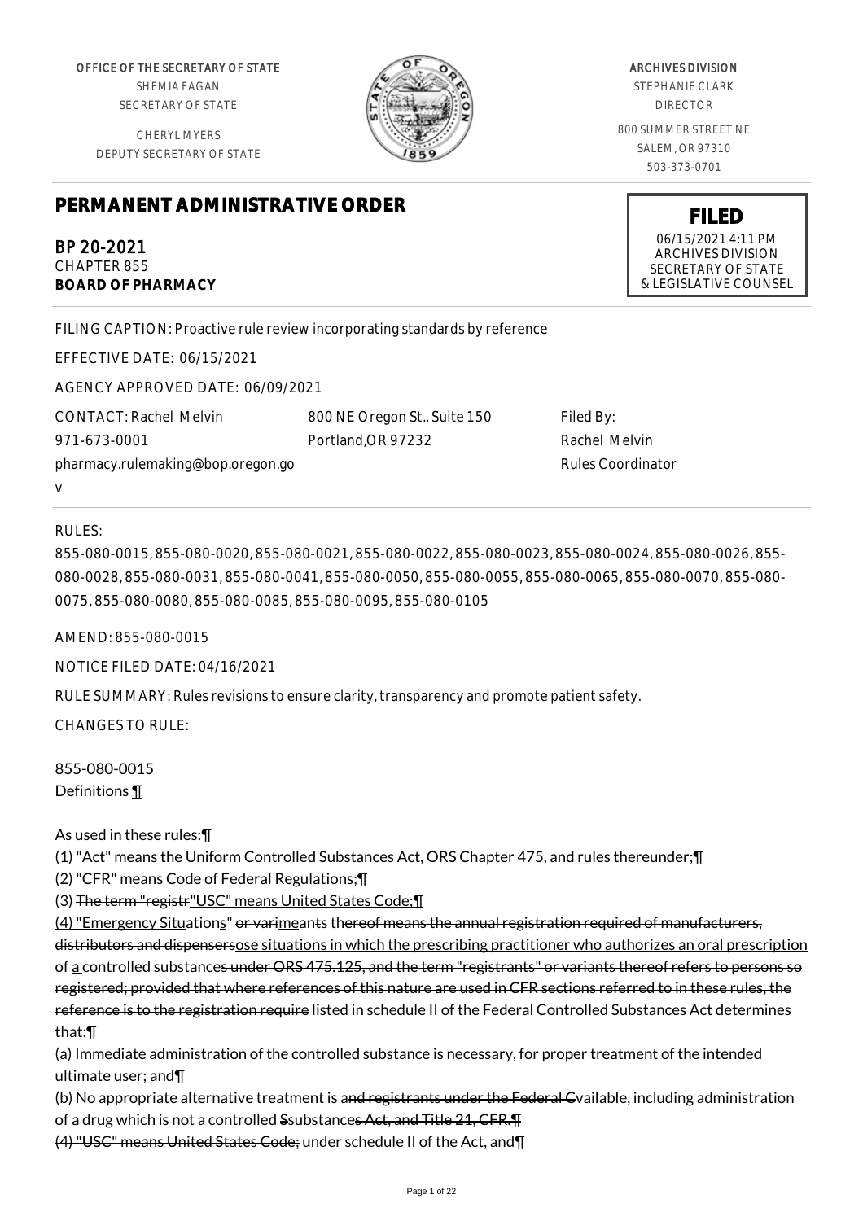OFFICE OF THE SECRETARY OF STATE
SHEMIA FAGAN
SECRETARY OF STATE

CHERYL MYERS
DEPUTY SECRETARY OF STATE

ARCHIVES DIVISION
STEPHANIE CLARK
DIRECTOR

800 SUMMER STREET NE
SALEM, OR 97310
503-373-0701

# PERMANENT ADMINISTRATIVE ORDER

**FILED**
06/15/2021 4:11 PM
ARCHIVES DIVISION
SECRETARY OF STATE
& LEGISLATIVE COUNSEL

BP 20-2021
CHAPTER 855
**BOARD OF PHARMACY**

FILING CAPTION: Proactive rule review incorporating standards by reference

EFFECTIVE DATE: 06/15/2021

AGENCY APPROVED DATE: 06/09/2021

CONTACT: Rachel Melvin
971-673-0001
pharmacy.rulemaking@bop.oregon.gov

800 NE Oregon St., Suite 150
Portland,OR 97232

Filed By:
Rachel Melvin
Rules Coordinator

RULES:

855-080-0015, 855-080-0020, 855-080-0021, 855-080-0022, 855-080-0023, 855-080-0024, 855-080-0026, 855-080-0028, 855-080-0031, 855-080-0041, 855-080-0050, 855-080-0055, 855-080-0065, 855-080-0070, 855-080-0075, 855-080-0080, 855-080-0085, 855-080-0095, 855-080-0105

AMEND: 855-080-0015

NOTICE FILED DATE: 04/16/2021

RULE SUMMARY: Rules revisions to ensure clarity, transparency and promote patient safety.

CHANGES TO RULE:

855-080-0015
Definitions ¶

As used in these rules:¶
(1) "Act" means the Uniform Controlled Substances Act, ORS Chapter 475, and rules thereunder;¶
(2) "CFR" means Code of Federal Regulations;¶
(3) ~~The term "registr~~"USC" means United States Code;¶
(4) "Emergency Situations" ~~or vari~~means ~~thereof means the annual registration required of manufacturers, distributors and dispensers~~ose situations in which the prescribing practitioner who authorizes an oral prescription of a controlled substance~~s under ORS 475.125, and the term "registrants" or variants thereof refers to persons so registered; provided that where references of this nature are used in CFR sections referred to in these rules, the reference is to the registration require~~ listed in schedule II of the Federal Controlled Substances Act determines that:¶
(a) Immediate administration of the controlled substance is necessary, for proper treatment of the intended ultimate user; and¶
(b) No appropriate alternative treatment is a~~nd registrants under the Federal C~~vailable, including administration of a drug which is not a controlled ~~S~~substance~~s Act, and Title 21, CFR.¶~~
~~(4) "USC" means United States Code;~~ under schedule II of the Act, and¶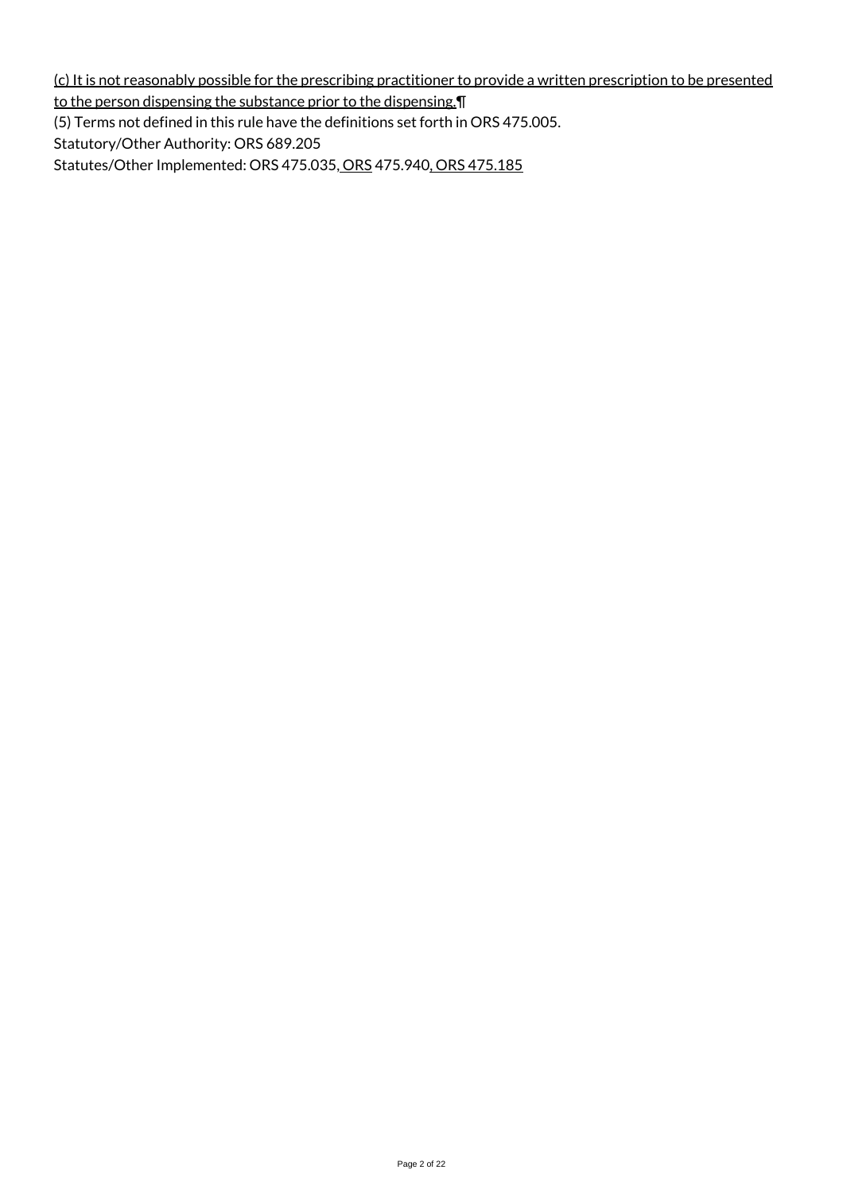(c) It is not reasonably possible for the prescribing practitioner to provide a written prescription to be presented to the person dispensing the substance prior to the dispensing.¶

(5) Terms not defined in this rule have the definitions set forth in ORS 475.005.

Statutory/Other Authority: ORS 689.205

Statutes/Other Implemented: ORS 475.035, ORS 475.940, ORS 475.185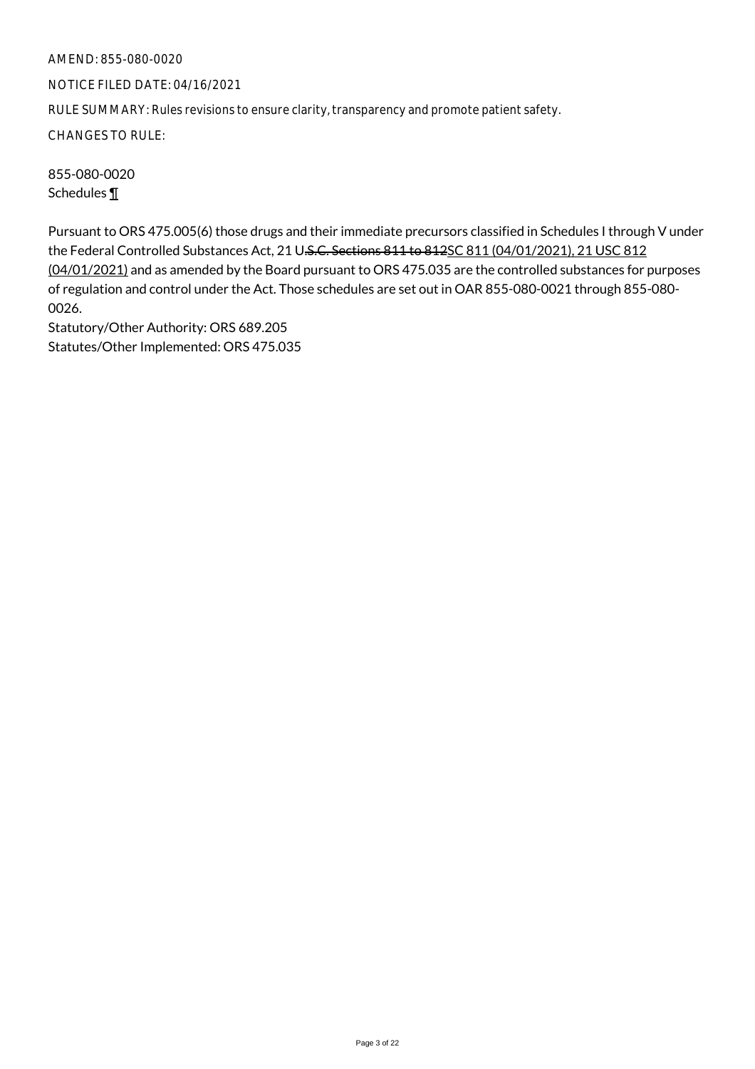AMEND: 855-080-0020

NOTICE FILED DATE: 04/16/2021

RULE SUMMARY: Rules revisions to ensure clarity, transparency and promote patient safety.

CHANGES TO RULE:

855-080-0020
Schedules ¶

Pursuant to ORS 475.005(6) those drugs and their immediate precursors classified in Schedules I through V under the Federal Controlled Substances Act, 21 U~~.S.C. Sections 811 to 812~~SC 811 (04/01/2021), 21 USC 812 (04/01/2021) and as amended by the Board pursuant to ORS 475.035 are the controlled substances for purposes of regulation and control under the Act. Those schedules are set out in OAR 855-080-0021 through 855-080-0026.
Statutory/Other Authority: ORS 689.205
Statutes/Other Implemented: ORS 475.035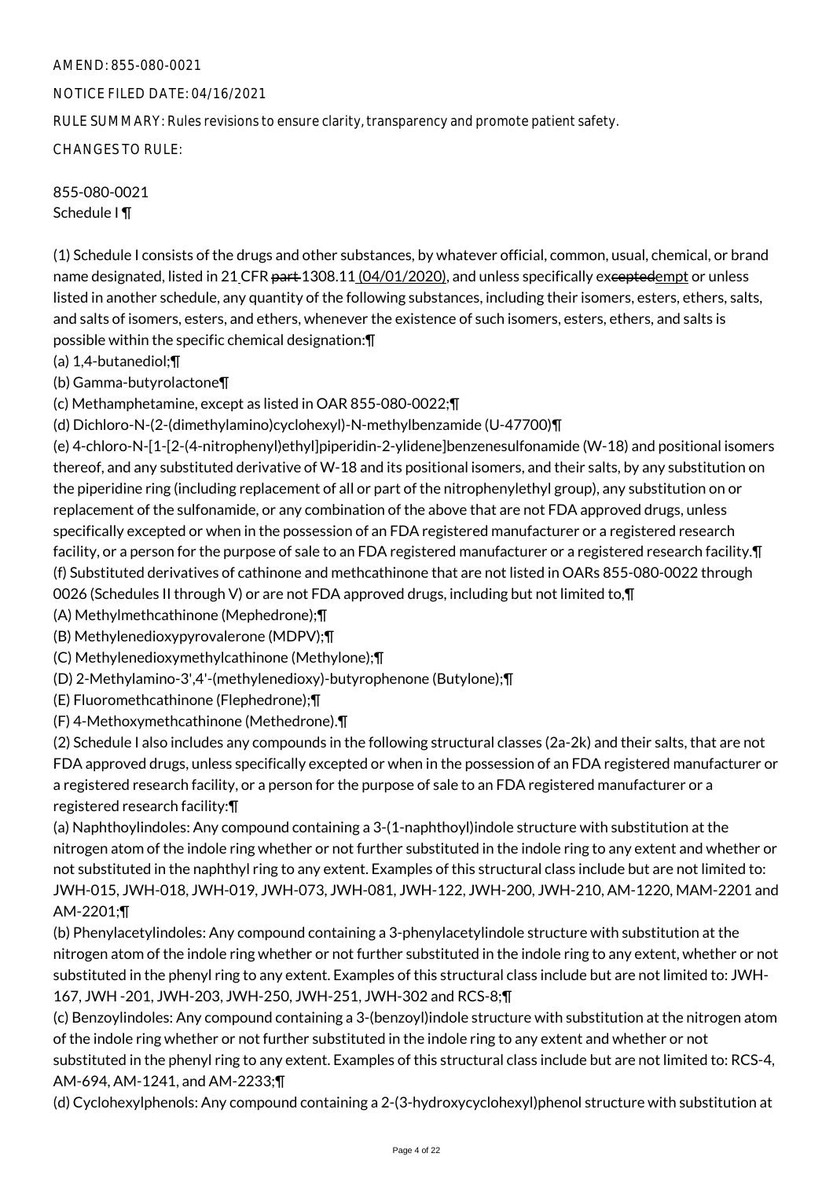AMEND: 855-080-0021

NOTICE FILED DATE: 04/16/2021

RULE SUMMARY: Rules revisions to ensure clarity, transparency and promote patient safety.

CHANGES TO RULE:

855-080-0021
Schedule I ¶

(1) Schedule I consists of the drugs and other substances, by whatever official, common, usual, chemical, or brand name designated, listed in 21 CFR ~~part~~ 1308.11 (04/01/2020), and unless specifically ex~~cepted~~empt or unless listed in another schedule, any quantity of the following substances, including their isomers, esters, ethers, salts, and salts of isomers, esters, and ethers, whenever the existence of such isomers, esters, ethers, and salts is possible within the specific chemical designation:¶

(a) 1,4-butanediol;¶

(b) Gamma-butyrolactone¶

(c) Methamphetamine, except as listed in OAR 855-080-0022;¶

(d) Dichloro-N-(2-(dimethylamino)cyclohexyl)-N-methylbenzamide (U-47700)¶

(e) 4-chloro-N-[1-[2-(4-nitrophenyl)ethyl]piperidin-2-ylidene]benzenesulfonamide (W-18) and positional isomers thereof, and any substituted derivative of W-18 and its positional isomers, and their salts, by any substitution on the piperidine ring (including replacement of all or part of the nitrophenylethyl group), any substitution on or replacement of the sulfonamide, or any combination of the above that are not FDA approved drugs, unless specifically excepted or when in the possession of an FDA registered manufacturer or a registered research facility, or a person for the purpose of sale to an FDA registered manufacturer or a registered research facility.¶

(f) Substituted derivatives of cathinone and methcathinone that are not listed in OARs 855-080-0022 through 0026 (Schedules II through V) or are not FDA approved drugs, including but not limited to,¶

(A) Methylmethcathinone (Mephedrone);¶

(B) Methylenedioxypyrovalerone (MDPV);¶

(C) Methylenedioxymethylcathinone (Methylone);¶

(D) 2-Methylamino-3',4'-(methylenedioxy)-butyrophenone (Butylone);¶

(E) Fluoromethcathinone (Flephedrone);¶

(F) 4-Methoxymethcathinone (Methedrone).¶

(2) Schedule I also includes any compounds in the following structural classes (2a-2k) and their salts, that are not FDA approved drugs, unless specifically excepted or when in the possession of an FDA registered manufacturer or a registered research facility, or a person for the purpose of sale to an FDA registered manufacturer or a registered research facility:¶

(a) Naphthoylindoles: Any compound containing a 3-(1-naphthoyl)indole structure with substitution at the nitrogen atom of the indole ring whether or not further substituted in the indole ring to any extent and whether or not substituted in the naphthyl ring to any extent. Examples of this structural class include but are not limited to: JWH-015, JWH-018, JWH-019, JWH-073, JWH-081, JWH-122, JWH-200, JWH-210, AM-1220, MAM-2201 and AM-2201;¶

(b) Phenylacetylindoles: Any compound containing a 3-phenylacetylindole structure with substitution at the nitrogen atom of the indole ring whether or not further substituted in the indole ring to any extent, whether or not substituted in the phenyl ring to any extent. Examples of this structural class include but are not limited to: JWH-167, JWH -201, JWH-203, JWH-250, JWH-251, JWH-302 and RCS-8;¶

(c) Benzoylindoles: Any compound containing a 3-(benzoyl)indole structure with substitution at the nitrogen atom of the indole ring whether or not further substituted in the indole ring to any extent and whether or not substituted in the phenyl ring to any extent. Examples of this structural class include but are not limited to: RCS-4, AM-694, AM-1241, and AM-2233;¶

(d) Cyclohexylphenols: Any compound containing a 2-(3-hydroxycyclohexyl)phenol structure with substitution at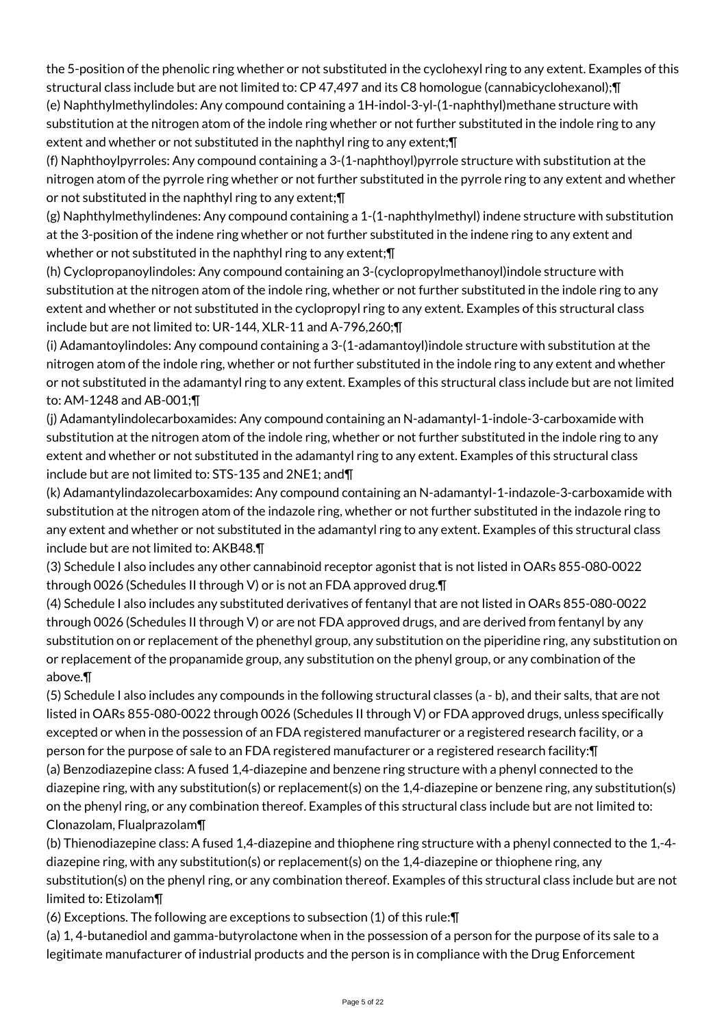the 5-position of the phenolic ring whether or not substituted in the cyclohexyl ring to any extent. Examples of this structural class include but are not limited to: CP 47,497 and its C8 homologue (cannabicyclohexanol);¶

(e) Naphthylmethylindoles: Any compound containing a 1H-indol-3-yl-(1-naphthyl)methane structure with substitution at the nitrogen atom of the indole ring whether or not further substituted in the indole ring to any extent and whether or not substituted in the naphthyl ring to any extent;¶

(f) Naphthoylpyrroles: Any compound containing a 3-(1-naphthoyl)pyrrole structure with substitution at the nitrogen atom of the pyrrole ring whether or not further substituted in the pyrrole ring to any extent and whether or not substituted in the naphthyl ring to any extent;¶

(g) Naphthylmethylindenes: Any compound containing a 1-(1-naphthylmethyl) indene structure with substitution at the 3-position of the indene ring whether or not further substituted in the indene ring to any extent and whether or not substituted in the naphthyl ring to any extent;¶

(h) Cyclopropanoylindoles: Any compound containing an 3-(cyclopropylmethanoyl)indole structure with substitution at the nitrogen atom of the indole ring, whether or not further substituted in the indole ring to any extent and whether or not substituted in the cyclopropyl ring to any extent. Examples of this structural class include but are not limited to: UR-144, XLR-11 and A-796,260;¶

(i) Adamantoylindoles: Any compound containing a 3-(1-adamantoyl)indole structure with substitution at the nitrogen atom of the indole ring, whether or not further substituted in the indole ring to any extent and whether or not substituted in the adamantyl ring to any extent. Examples of this structural class include but are not limited to: AM-1248 and AB-001;¶

(j) Adamantylindolecarboxamides: Any compound containing an N-adamantyl-1-indole-3-carboxamide with substitution at the nitrogen atom of the indole ring, whether or not further substituted in the indole ring to any extent and whether or not substituted in the adamantyl ring to any extent. Examples of this structural class include but are not limited to: STS-135 and 2NE1; and¶

(k) Adamantylindazolecarboxamides: Any compound containing an N-adamantyl-1-indazole-3-carboxamide with substitution at the nitrogen atom of the indazole ring, whether or not further substituted in the indazole ring to any extent and whether or not substituted in the adamantyl ring to any extent. Examples of this structural class include but are not limited to: AKB48.¶

(3) Schedule I also includes any other cannabinoid receptor agonist that is not listed in OARs 855-080-0022 through 0026 (Schedules II through V) or is not an FDA approved drug.¶

(4) Schedule I also includes any substituted derivatives of fentanyl that are not listed in OARs 855-080-0022 through 0026 (Schedules II through V) or are not FDA approved drugs, and are derived from fentanyl by any substitution on or replacement of the phenethyl group, any substitution on the piperidine ring, any substitution on or replacement of the propanamide group, any substitution on the phenyl group, or any combination of the above.¶

(5) Schedule I also includes any compounds in the following structural classes (a - b), and their salts, that are not listed in OARs 855-080-0022 through 0026 (Schedules II through V) or FDA approved drugs, unless specifically excepted or when in the possession of an FDA registered manufacturer or a registered research facility, or a person for the purpose of sale to an FDA registered manufacturer or a registered research facility:¶

(a) Benzodiazepine class: A fused 1,4-diazepine and benzene ring structure with a phenyl connected to the diazepine ring, with any substitution(s) or replacement(s) on the 1,4-diazepine or benzene ring, any substitution(s) on the phenyl ring, or any combination thereof. Examples of this structural class include but are not limited to: Clonazolam, Flualprazolam¶

(b) Thienodiazepine class: A fused 1,4-diazepine and thiophene ring structure with a phenyl connected to the 1,-4-diazepine ring, with any substitution(s) or replacement(s) on the 1,4-diazepine or thiophene ring, any substitution(s) on the phenyl ring, or any combination thereof. Examples of this structural class include but are not limited to: Etizolam¶

(6) Exceptions. The following are exceptions to subsection (1) of this rule:¶

(a) 1, 4-butanediol and gamma-butyrolactone when in the possession of a person for the purpose of its sale to a legitimate manufacturer of industrial products and the person is in compliance with the Drug Enforcement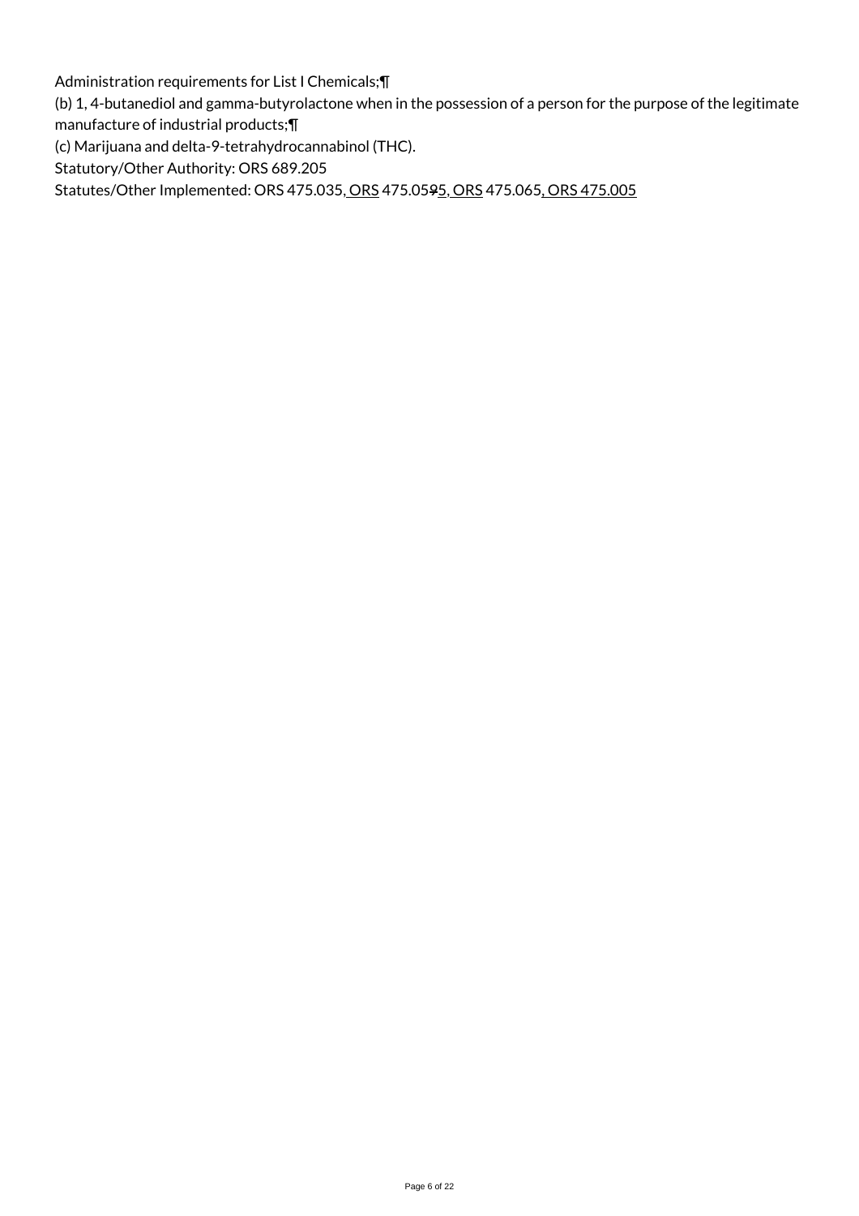Administration requirements for List I Chemicals;¶

(b) 1, 4-butanediol and gamma-butyrolactone when in the possession of a person for the purpose of the legitimate manufacture of industrial products;¶

(c) Marijuana and delta-9-tetrahydrocannabinol (THC).

Statutory/Other Authority: ORS 689.205

Statutes/Other Implemented: ORS 475.035, ORS 475.0595, ORS 475.065, ORS 475.005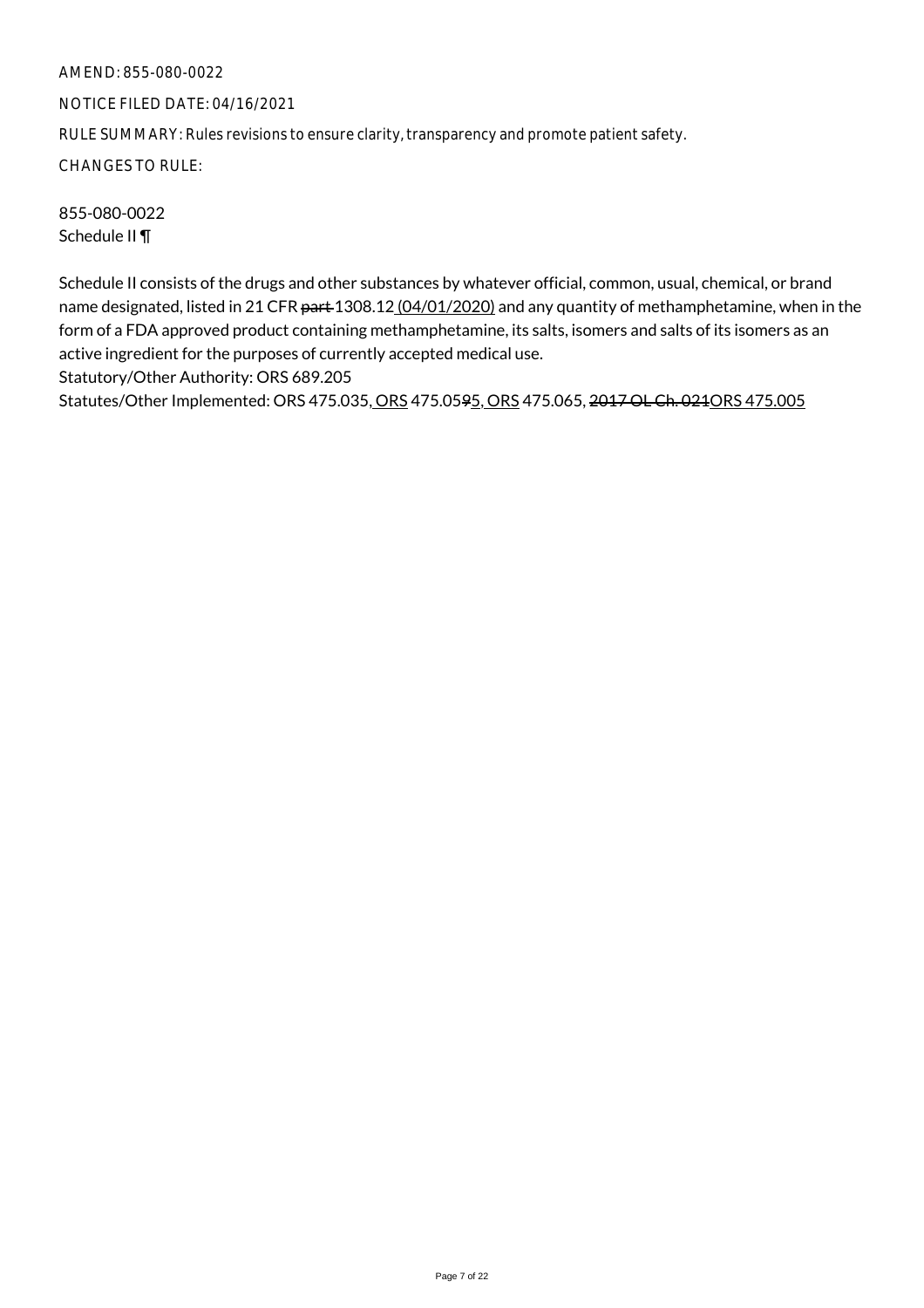AMEND: 855-080-0022

NOTICE FILED DATE: 04/16/2021

RULE SUMMARY: Rules revisions to ensure clarity, transparency and promote patient safety.

CHANGES TO RULE:

855-080-0022
Schedule II ¶

Schedule II consists of the drugs and other substances by whatever official, common, usual, chemical, or brand name designated, listed in 21 CFR ~~part~~ 1308.12 <u>(04/01/2020)</u> and any quantity of methamphetamine, when in the form of a FDA approved product containing methamphetamine, its salts, isomers and salts of its isomers as an active ingredient for the purposes of currently accepted medical use.
Statutory/Other Authority: ORS 689.205
Statutes/Other Implemented: ORS 475.035<u>, ORS</u> 475.05~~9~~<u>5, ORS</u> 475.065, ~~2017 OL Ch. 021~~<u>ORS 475.005</u>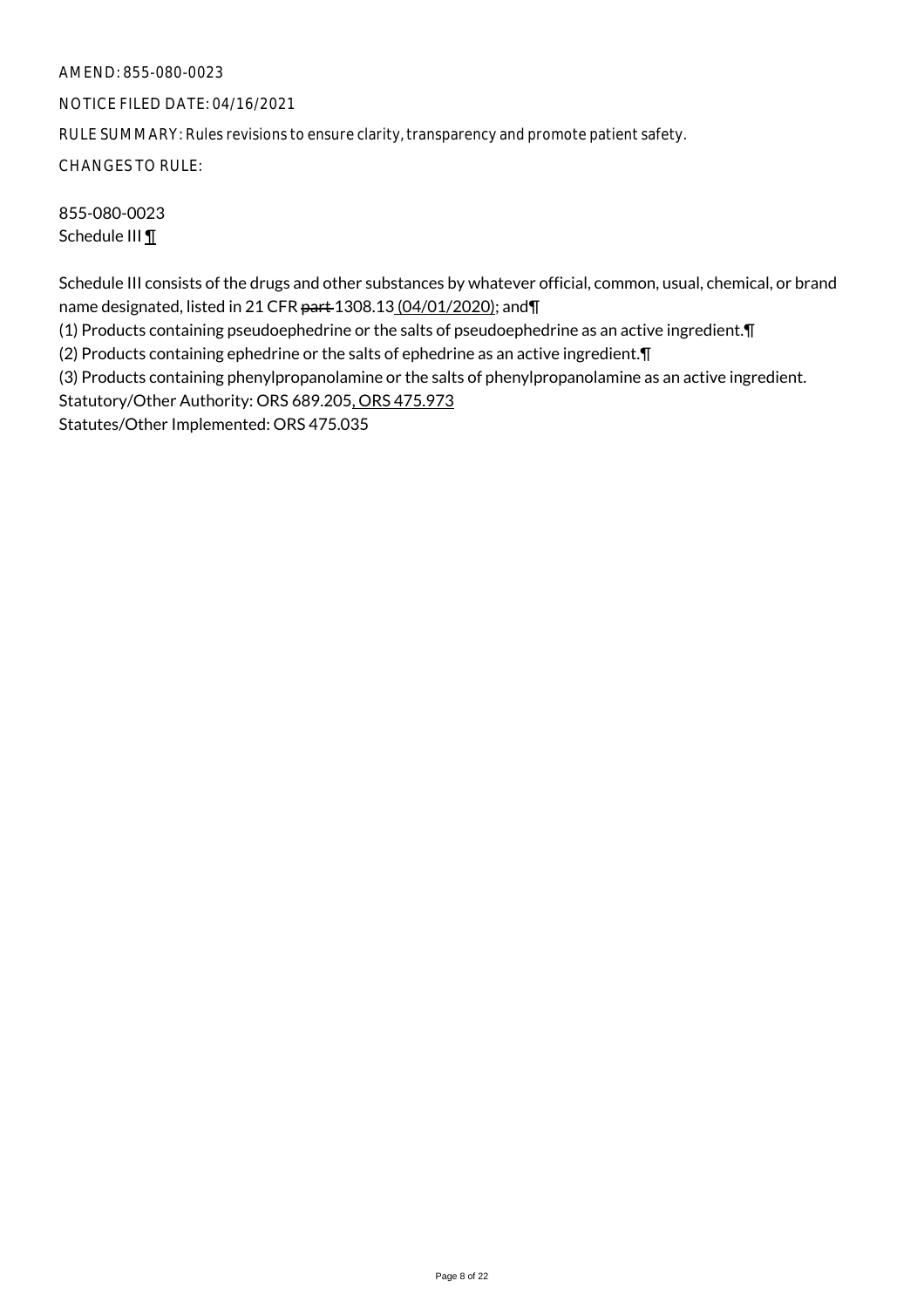AMEND: 855-080-0023

NOTICE FILED DATE: 04/16/2021

RULE SUMMARY: Rules revisions to ensure clarity, transparency and promote patient safety.

CHANGES TO RULE:

855-080-0023
Schedule III ¶

Schedule III consists of the drugs and other substances by whatever official, common, usual, chemical, or brand name designated, listed in 21 CFR ~~part~~ 1308.13 (04/01/2020); and¶

(1) Products containing pseudoephedrine or the salts of pseudoephedrine as an active ingredient.¶

(2) Products containing ephedrine or the salts of ephedrine as an active ingredient.¶

(3) Products containing phenylpropanolamine or the salts of phenylpropanolamine as an active ingredient.

Statutory/Other Authority: ORS 689.205, ORS 475.973

Statutes/Other Implemented: ORS 475.035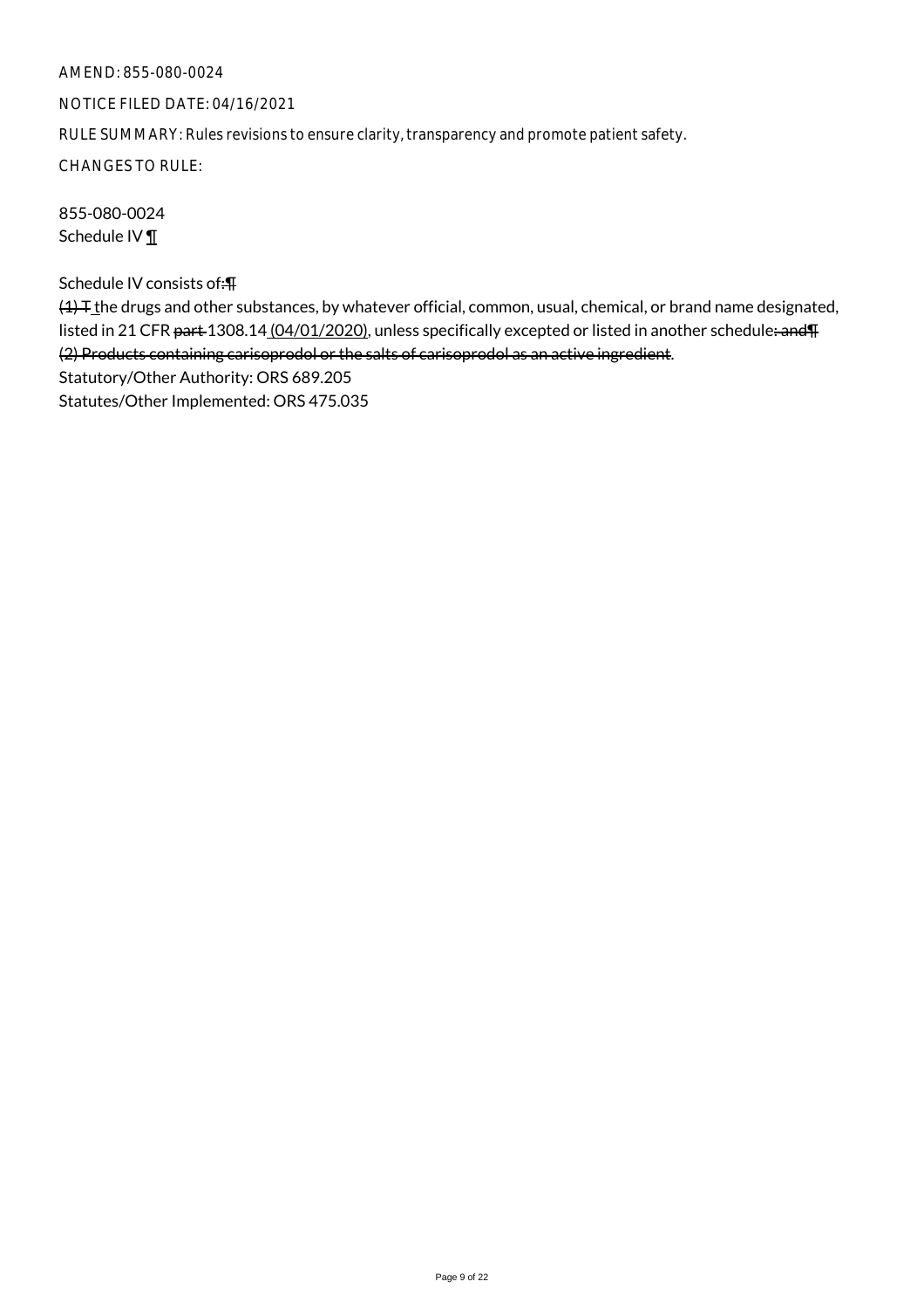AMEND: 855-080-0024

NOTICE FILED DATE: 04/16/2021

RULE SUMMARY: Rules revisions to ensure clarity, transparency and promote patient safety.

CHANGES TO RULE:

855-080-0024
Schedule IV ¶

Schedule IV consists of:¶
~~(1) T~~ the drugs and other substances, by whatever official, common, usual, chemical, or brand name designated, listed in 21 CFR ~~part~~ 1308.14 (04/01/2020), unless specifically excepted or listed in another schedule~~; and¶~~
~~(2) Products containing carisoprodol or the salts of carisoprodol as an active ingredient~~.
Statutory/Other Authority: ORS 689.205
Statutes/Other Implemented: ORS 475.035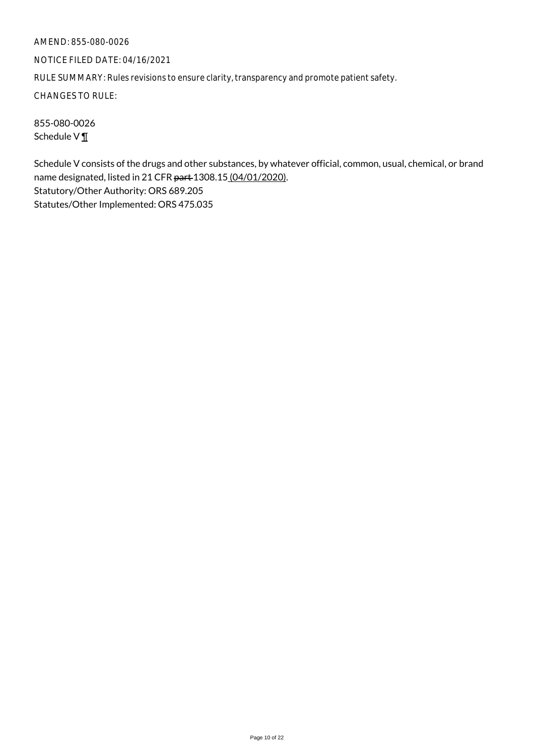AMEND: 855-080-0026

NOTICE FILED DATE: 04/16/2021

RULE SUMMARY: Rules revisions to ensure clarity, transparency and promote patient safety.

CHANGES TO RULE:

855-080-0026
Schedule V ¶

Schedule V consists of the drugs and other substances, by whatever official, common, usual, chemical, or brand name designated, listed in 21 CFR ~~part~~ 1308.15 (04/01/2020).
Statutory/Other Authority: ORS 689.205
Statutes/Other Implemented: ORS 475.035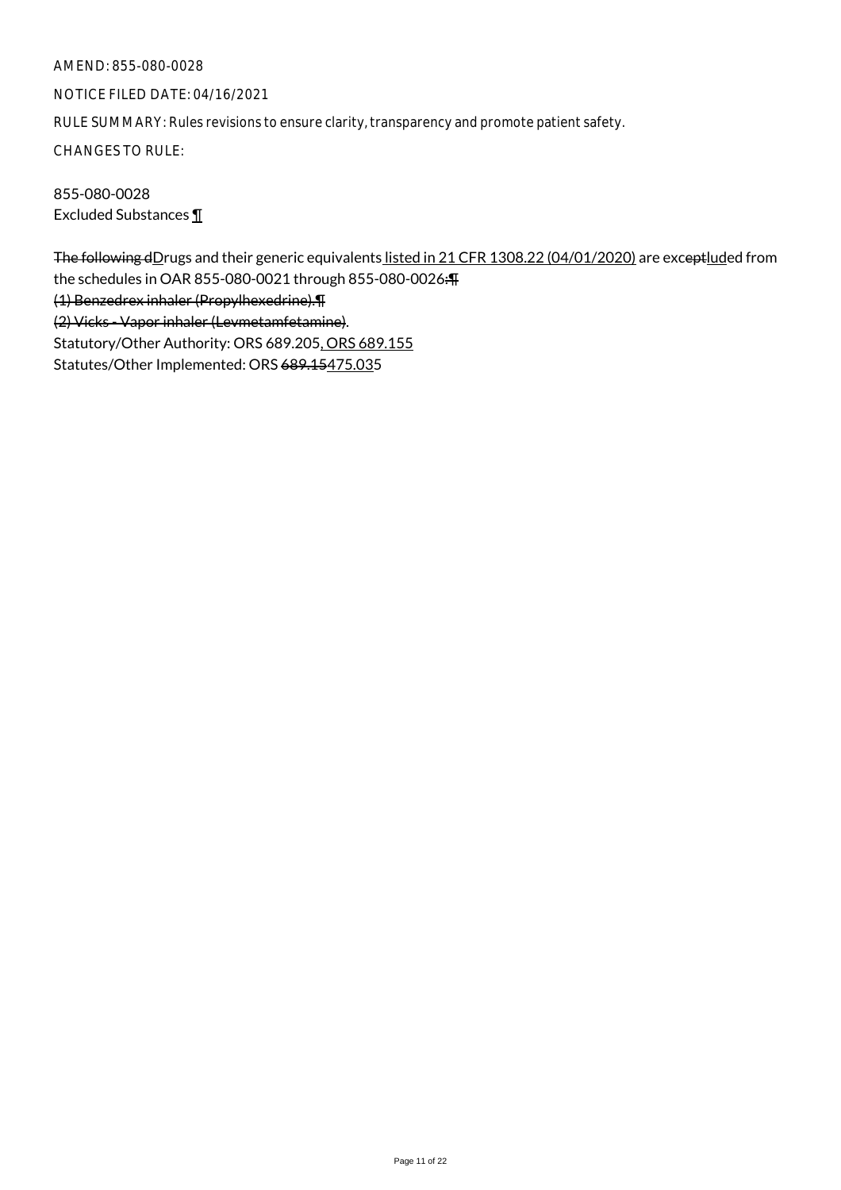AMEND: 855-080-0028

NOTICE FILED DATE: 04/16/2021

RULE SUMMARY: Rules revisions to ensure clarity, transparency and promote patient safety.

CHANGES TO RULE:

855-080-0028
Excluded Substances ¶

~~The following d~~Drugs and their generic equivalents listed in 21 CFR 1308.22 (04/01/2020) are exc~~ept~~luded from the schedules in OAR 855-080-0021 through 855-080-0026~~:¶~~
~~(1) Benzedrex inhaler (Propylhexedrine).¶~~
~~(2) Vicks - Vapor inhaler (Levmetamfetamine)~~.
Statutory/Other Authority: ORS 689.205, ORS 689.155
Statutes/Other Implemented: ORS ~~689.15~~475.035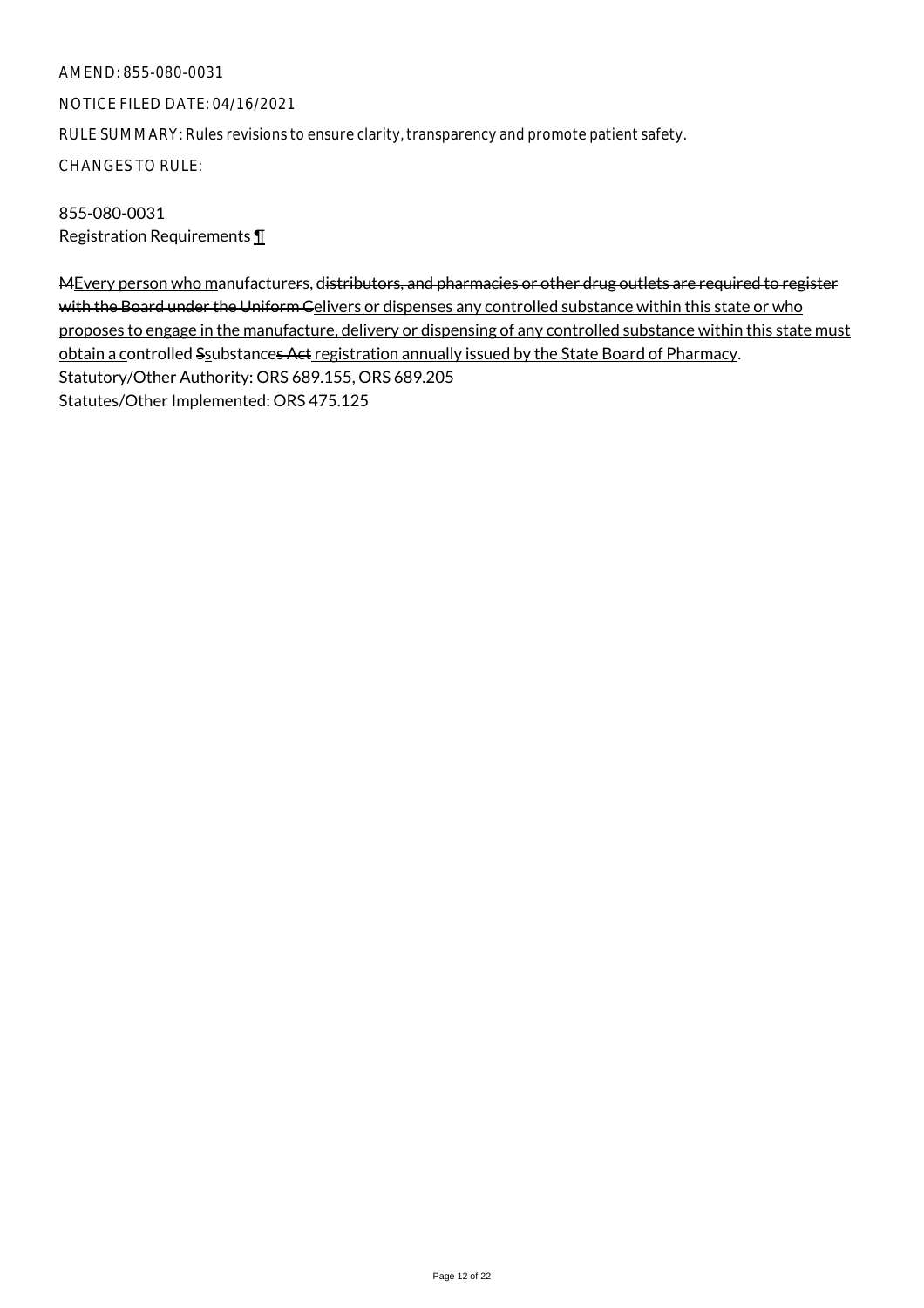AMEND: 855-080-0031

NOTICE FILED DATE: 04/16/2021

RULE SUMMARY: Rules revisions to ensure clarity, transparency and promote patient safety.

CHANGES TO RULE:

855-080-0031
Registration Requirements ¶

MEvery person who manufacturers, distributors, and pharmacies or other drug outlets are required to register with the Board under the Uniform Celivers or dispenses any controlled substance within this state or who proposes to engage in the manufacture, delivery or dispensing of any controlled substance within this state must obtain a controlled Ssubstances Act registration annually issued by the State Board of Pharmacy.
Statutory/Other Authority: ORS 689.155, ORS 689.205
Statutes/Other Implemented: ORS 475.125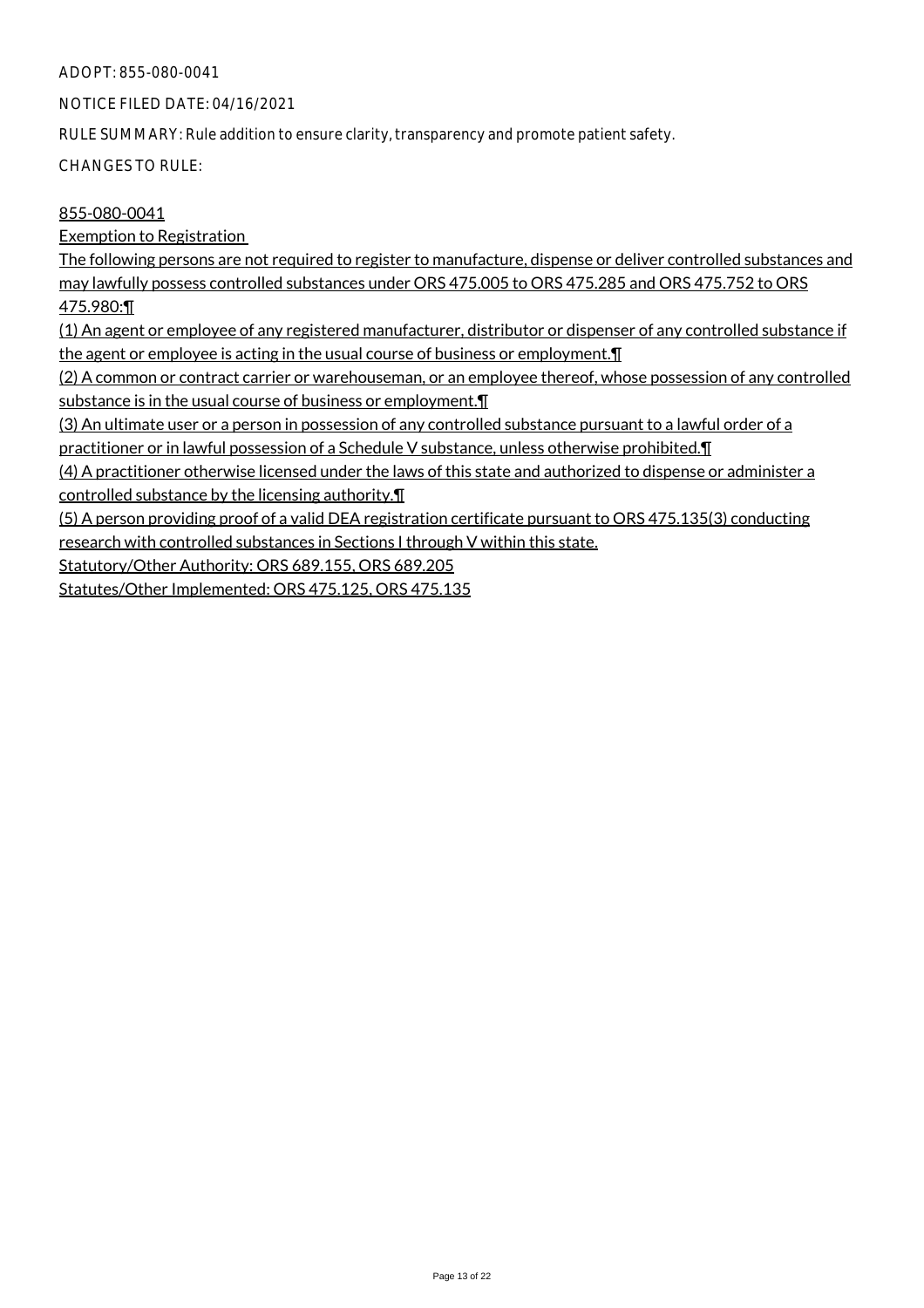ADOPT: 855-080-0041

NOTICE FILED DATE: 04/16/2021

RULE SUMMARY: Rule addition to ensure clarity, transparency and promote patient safety.

CHANGES TO RULE:

855-080-0041

Exemption to Registration

The following persons are not required to register to manufacture, dispense or deliver controlled substances and may lawfully possess controlled substances under ORS 475.005 to ORS 475.285 and ORS 475.752 to ORS 475.980:¶

(1) An agent or employee of any registered manufacturer, distributor or dispenser of any controlled substance if the agent or employee is acting in the usual course of business or employment.¶

(2) A common or contract carrier or warehouseman, or an employee thereof, whose possession of any controlled substance is in the usual course of business or employment.¶

(3) An ultimate user or a person in possession of any controlled substance pursuant to a lawful order of a practitioner or in lawful possession of a Schedule V substance, unless otherwise prohibited.¶

(4) A practitioner otherwise licensed under the laws of this state and authorized to dispense or administer a controlled substance by the licensing authority.¶

(5) A person providing proof of a valid DEA registration certificate pursuant to ORS 475.135(3) conducting research with controlled substances in Sections I through V within this state.

Statutory/Other Authority: ORS 689.155, ORS 689.205

Statutes/Other Implemented: ORS 475.125, ORS 475.135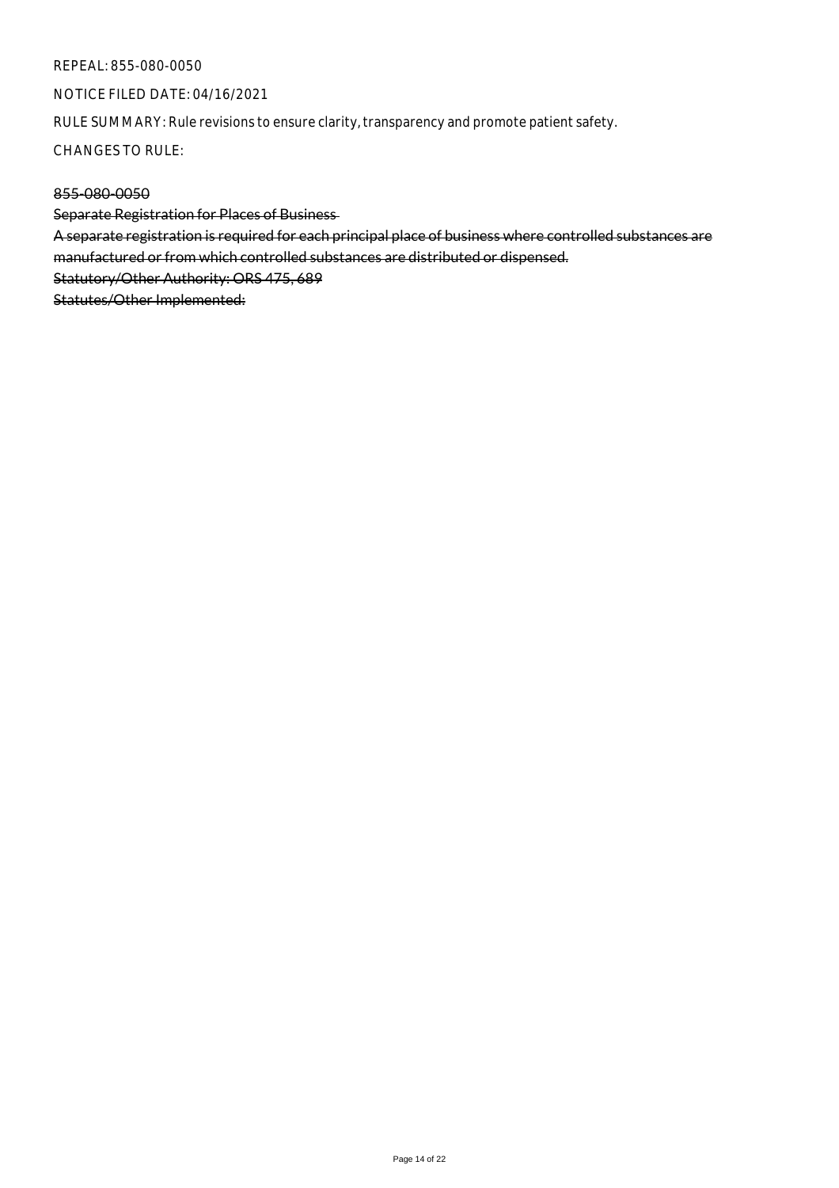REPEAL: 855-080-0050

NOTICE FILED DATE: 04/16/2021

RULE SUMMARY: Rule revisions to ensure clarity, transparency and promote patient safety.

CHANGES TO RULE:

~~855-080-0050~~

~~Separate Registration for Places of Business~~

~~A separate registration is required for each principal place of business where controlled substances are manufactured or from which controlled substances are distributed or dispensed.~~

~~Statutory/Other Authority: ORS 475, 689~~

~~Statutes/Other Implemented:~~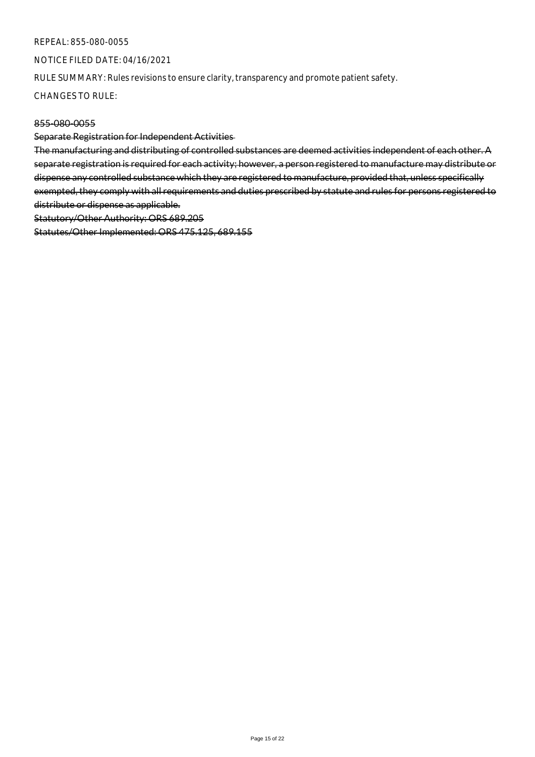REPEAL: 855-080-0055

NOTICE FILED DATE: 04/16/2021

RULE SUMMARY: Rules revisions to ensure clarity, transparency and promote patient safety.

CHANGES TO RULE:

~~855-080-0055~~

~~Separate Registration for Independent Activities~~

~~The manufacturing and distributing of controlled substances are deemed activities independent of each other. A separate registration is required for each activity; however, a person registered to manufacture may distribute or dispense any controlled substance which they are registered to manufacture, provided that, unless specifically exempted, they comply with all requirements and duties prescribed by statute and rules for persons registered to distribute or dispense as applicable.~~

~~Statutory/Other Authority: ORS 689.205~~

~~Statutes/Other Implemented: ORS 475.125, 689.155~~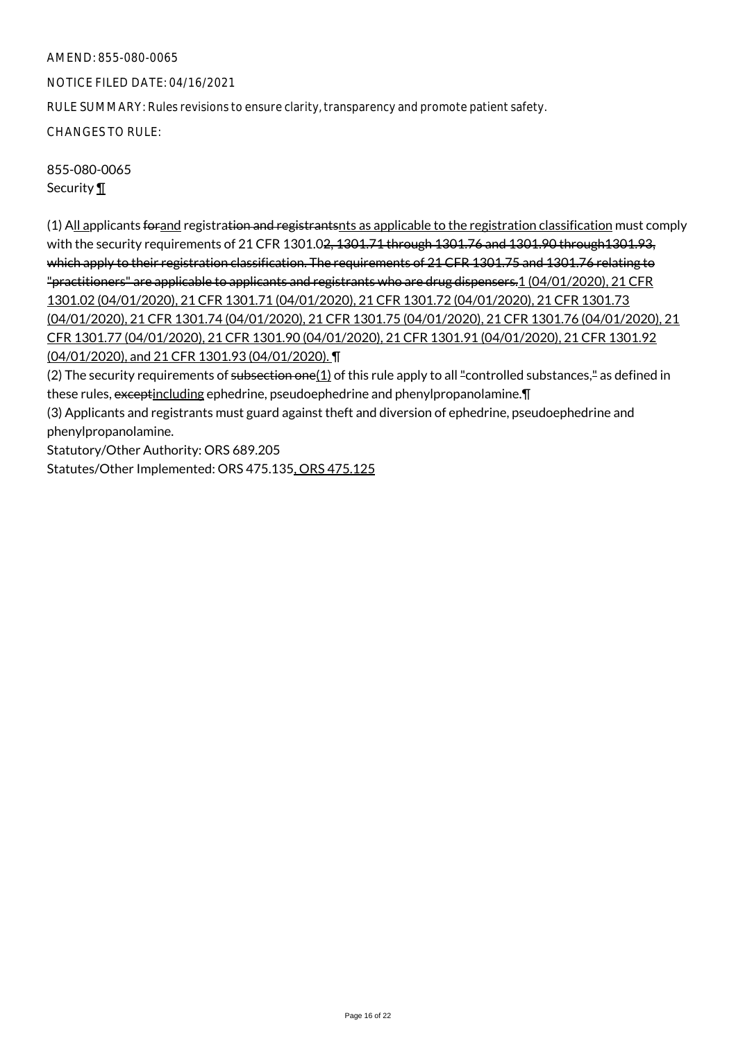AMEND: 855-080-0065

NOTICE FILED DATE: 04/16/2021

RULE SUMMARY: Rules revisions to ensure clarity, transparency and promote patient safety.

CHANGES TO RULE:

855-080-0065
Security ¶

(1) All applicants forand registration and registrantsnts as applicable to the registration classification must comply with the security requirements of 21 CFR 1301.02, 1301.71 through 1301.76 and 1301.90 through1301.93, which apply to their registration classification. The requirements of 21 CFR 1301.75 and 1301.76 relating to "practitioners" are applicable to applicants and registrants who are drug dispensers.1 (04/01/2020), 21 CFR 1301.02 (04/01/2020), 21 CFR 1301.71 (04/01/2020), 21 CFR 1301.72 (04/01/2020), 21 CFR 1301.73 (04/01/2020), 21 CFR 1301.74 (04/01/2020), 21 CFR 1301.75 (04/01/2020), 21 CFR 1301.76 (04/01/2020), 21 CFR 1301.77 (04/01/2020), 21 CFR 1301.90 (04/01/2020), 21 CFR 1301.91 (04/01/2020), 21 CFR 1301.92 (04/01/2020), and 21 CFR 1301.93 (04/01/2020). ¶

(2) The security requirements of subsection one(1) of this rule apply to all "controlled substances," as defined in these rules, exceptincluding ephedrine, pseudoephedrine and phenylpropanolamine.¶

(3) Applicants and registrants must guard against theft and diversion of ephedrine, pseudoephedrine and phenylpropanolamine.

Statutory/Other Authority: ORS 689.205

Statutes/Other Implemented: ORS 475.135, ORS 475.125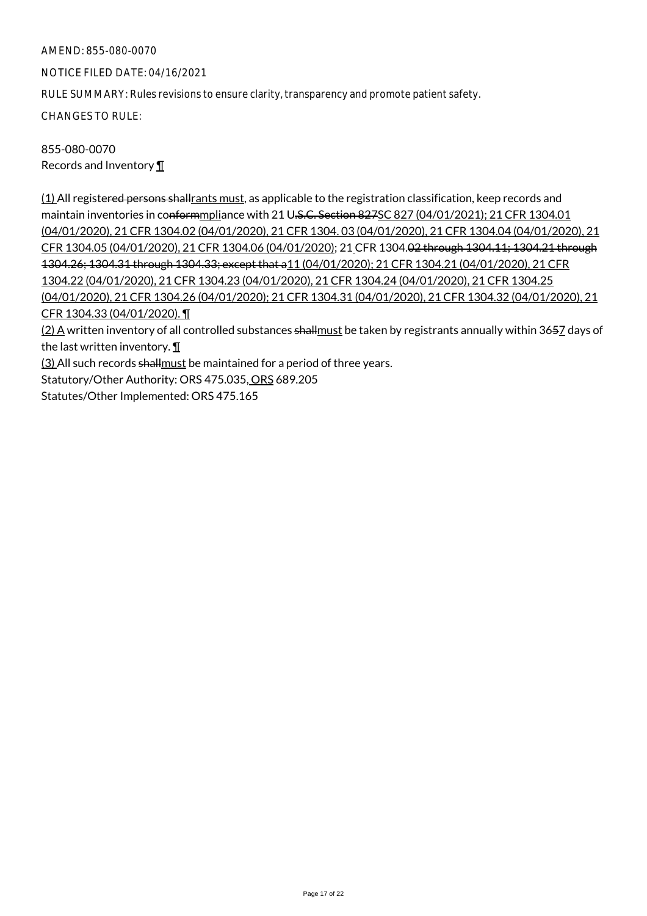AMEND: 855-080-0070

NOTICE FILED DATE: 04/16/2021

RULE SUMMARY: Rules revisions to ensure clarity, transparency and promote patient safety.

CHANGES TO RULE:

855-080-0070
Records and Inventory ¶

(1) All registered persons shallrants must, as applicable to the registration classification, keep records and maintain inventories in conformmpliance with 21 U.S.C. Section 827SC 827 (04/01/2021); 21 CFR 1304.01 (04/01/2020), 21 CFR 1304.02 (04/01/2020), 21 CFR 1304. 03 (04/01/2020), 21 CFR 1304.04 (04/01/2020), 21 CFR 1304.05 (04/01/2020), 21 CFR 1304.06 (04/01/2020); 21 CFR 1304.02 through 1304.11; 1304.21 through 1304.26; 1304.31 through 1304.33; except that a11 (04/01/2020); 21 CFR 1304.21 (04/01/2020), 21 CFR 1304.22 (04/01/2020), 21 CFR 1304.23 (04/01/2020), 21 CFR 1304.24 (04/01/2020), 21 CFR 1304.25 (04/01/2020), 21 CFR 1304.26 (04/01/2020); 21 CFR 1304.31 (04/01/2020), 21 CFR 1304.32 (04/01/2020), 21 CFR 1304.33 (04/01/2020). ¶

(2) A written inventory of all controlled substances shallmust be taken by registrants annually within 3657 days of the last written inventory. ¶

(3) All such records shallmust be maintained for a period of three years.

Statutory/Other Authority: ORS 475.035, ORS 689.205

Statutes/Other Implemented: ORS 475.165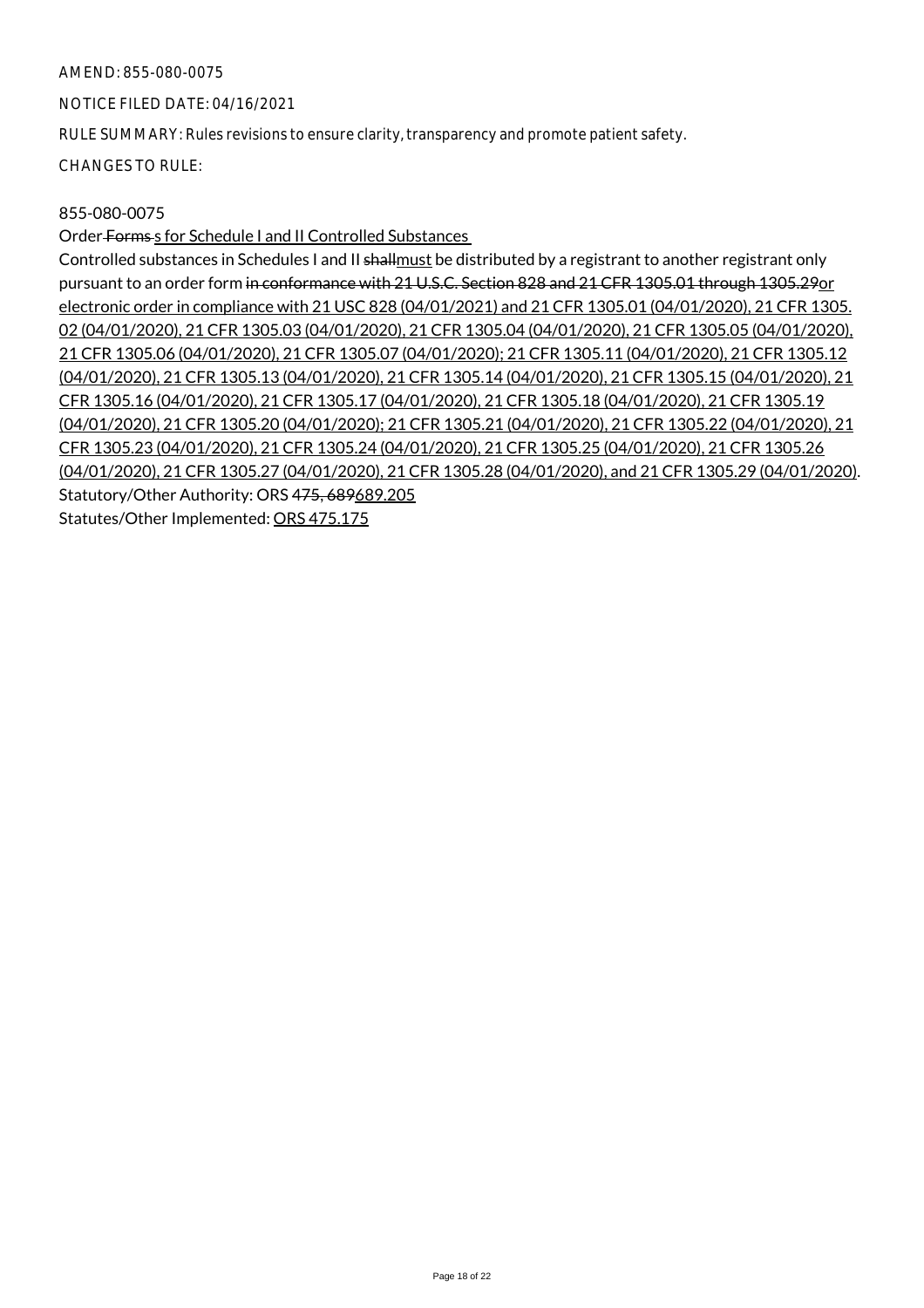AMEND: 855-080-0075

NOTICE FILED DATE: 04/16/2021

RULE SUMMARY: Rules revisions to ensure clarity, transparency and promote patient safety.

CHANGES TO RULE:

855-080-0075

Order ~~Forms~~ s for Schedule I and II Controlled Substances

Controlled substances in Schedules I and II ~~shall~~must be distributed by a registrant to another registrant only pursuant to an order form ~~in conformance with 21 U.S.C. Section 828 and 21 CFR 1305.01 through 1305.29~~or electronic order in compliance with 21 USC 828 (04/01/2021) and 21 CFR 1305.01 (04/01/2020), 21 CFR 1305.02 (04/01/2020), 21 CFR 1305.03 (04/01/2020), 21 CFR 1305.04 (04/01/2020), 21 CFR 1305.05 (04/01/2020), 21 CFR 1305.06 (04/01/2020), 21 CFR 1305.07 (04/01/2020); 21 CFR 1305.11 (04/01/2020), 21 CFR 1305.12 (04/01/2020), 21 CFR 1305.13 (04/01/2020), 21 CFR 1305.14 (04/01/2020), 21 CFR 1305.15 (04/01/2020), 21 CFR 1305.16 (04/01/2020), 21 CFR 1305.17 (04/01/2020), 21 CFR 1305.18 (04/01/2020), 21 CFR 1305.19 (04/01/2020), 21 CFR 1305.20 (04/01/2020); 21 CFR 1305.21 (04/01/2020), 21 CFR 1305.22 (04/01/2020), 21 CFR 1305.23 (04/01/2020), 21 CFR 1305.24 (04/01/2020), 21 CFR 1305.25 (04/01/2020), 21 CFR 1305.26 (04/01/2020), 21 CFR 1305.27 (04/01/2020), 21 CFR 1305.28 (04/01/2020), and 21 CFR 1305.29 (04/01/2020).

Statutory/Other Authority: ORS ~~475, 689~~689.205

Statutes/Other Implemented: ORS 475.175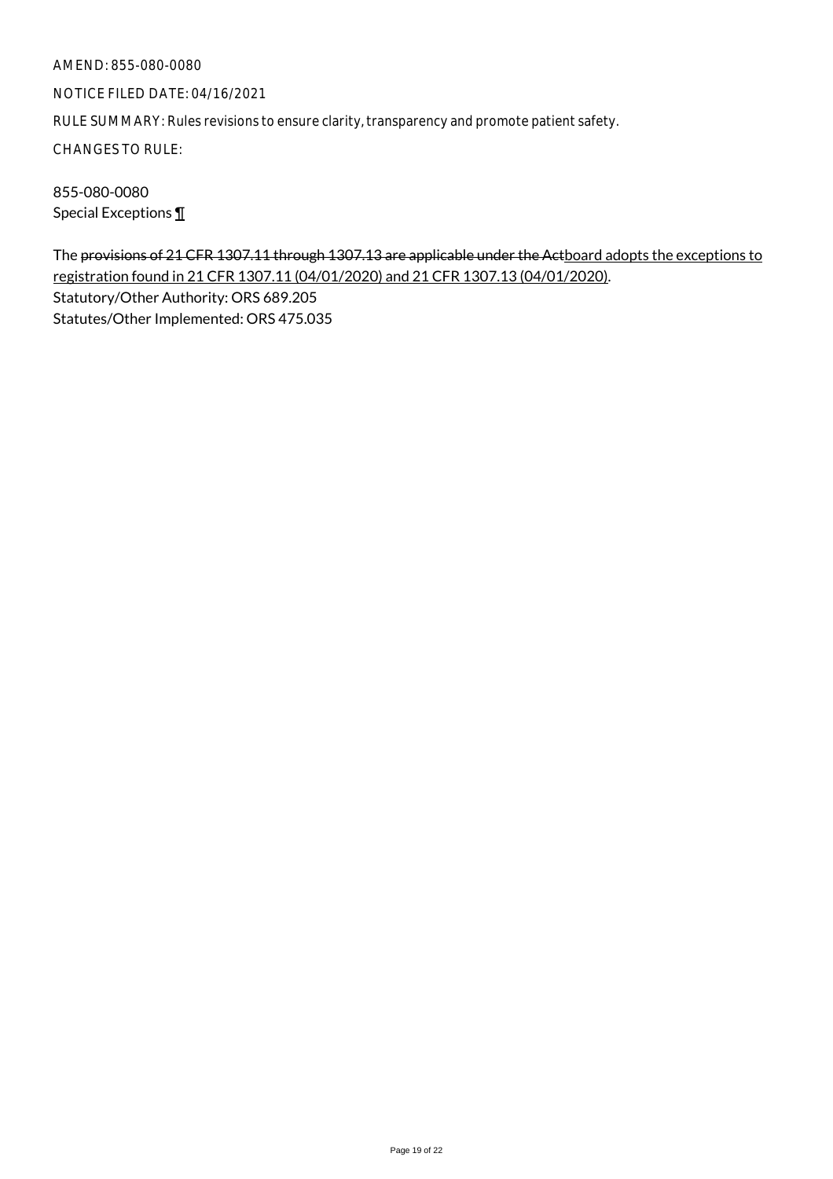AMEND: 855-080-0080

NOTICE FILED DATE: 04/16/2021

RULE SUMMARY: Rules revisions to ensure clarity, transparency and promote patient safety.

CHANGES TO RULE:

855-080-0080
Special Exceptions ¶

The ~~provisions of 21 CFR 1307.11 through 1307.13 are applicable under the Act~~board adopts the exceptions to registration found in 21 CFR 1307.11 (04/01/2020) and 21 CFR 1307.13 (04/01/2020).
Statutory/Other Authority: ORS 689.205
Statutes/Other Implemented: ORS 475.035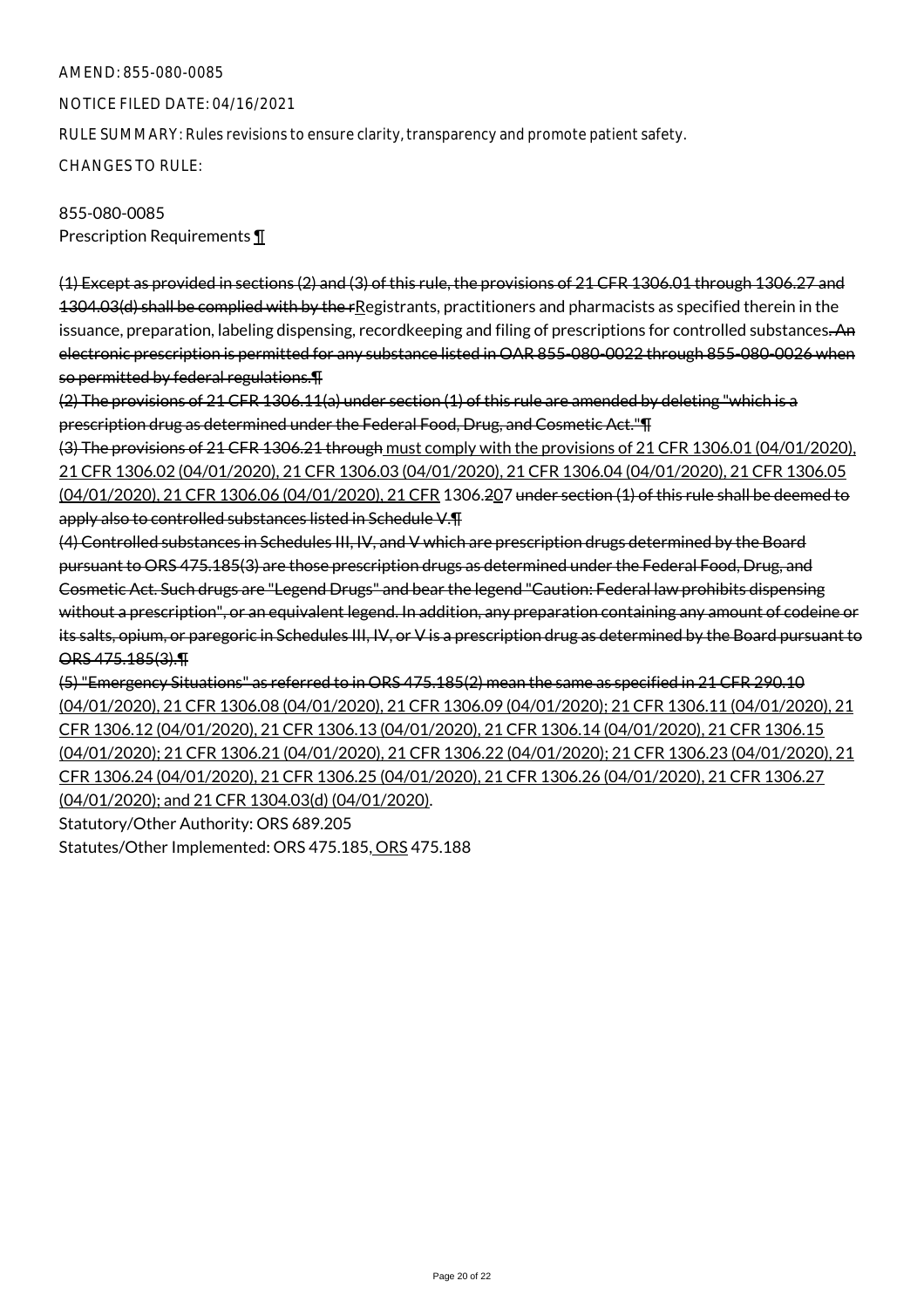AMEND: 855-080-0085

NOTICE FILED DATE: 04/16/2021

RULE SUMMARY: Rules revisions to ensure clarity, transparency and promote patient safety.

CHANGES TO RULE:

855-080-0085
Prescription Requirements ¶

~~(1) Except as provided in sections (2) and (3) of this rule, the provisions of 21 CFR 1306.01 through 1306.27 and 1304.03(d) shall be complied with by the r~~Registrants, practitioners and pharmacists as specified therein in the issuance, preparation, labeling dispensing, recordkeeping and filing of prescriptions for controlled substances~~. An electronic prescription is permitted for any substance listed in OAR 855-080-0022 through 855-080-0026 when so permitted by federal regulations.¶~~
~~(2) The provisions of 21 CFR 1306.11(a) under section (1) of this rule are amended by deleting "which is a prescription drug as determined under the Federal Food, Drug, and Cosmetic Act."¶~~
~~(3) The provisions of 21 CFR 1306.21 through~~ must comply with the provisions of 21 CFR 1306.01 (04/01/2020), 21 CFR 1306.02 (04/01/2020), 21 CFR 1306.03 (04/01/2020), 21 CFR 1306.04 (04/01/2020), 21 CFR 1306.05 (04/01/2020), 21 CFR 1306.06 (04/01/2020), 21 CFR 1306.~~2~~07 ~~under section (1) of this rule shall be deemed to apply also to controlled substances listed in Schedule V.¶~~
~~(4) Controlled substances in Schedules III, IV, and V which are prescription drugs determined by the Board pursuant to ORS 475.185(3) are those prescription drugs as determined under the Federal Food, Drug, and Cosmetic Act. Such drugs are "Legend Drugs" and bear the legend "Caution: Federal law prohibits dispensing without a prescription", or an equivalent legend. In addition, any preparation containing any amount of codeine or its salts, opium, or paregoric in Schedules III, IV, or V is a prescription drug as determined by the Board pursuant to ORS 475.185(3).¶~~
~~(5) "Emergency Situations" as referred to in ORS 475.185(2) mean the same as specified in 21 CFR 290.10~~ (04/01/2020), 21 CFR 1306.08 (04/01/2020), 21 CFR 1306.09 (04/01/2020); 21 CFR 1306.11 (04/01/2020), 21 CFR 1306.12 (04/01/2020), 21 CFR 1306.13 (04/01/2020), 21 CFR 1306.14 (04/01/2020), 21 CFR 1306.15 (04/01/2020); 21 CFR 1306.21 (04/01/2020), 21 CFR 1306.22 (04/01/2020); 21 CFR 1306.23 (04/01/2020), 21 CFR 1306.24 (04/01/2020), 21 CFR 1306.25 (04/01/2020), 21 CFR 1306.26 (04/01/2020), 21 CFR 1306.27 (04/01/2020); and 21 CFR 1304.03(d) (04/01/2020).

Statutory/Other Authority: ORS 689.205

Statutes/Other Implemented: ORS 475.185, ORS 475.188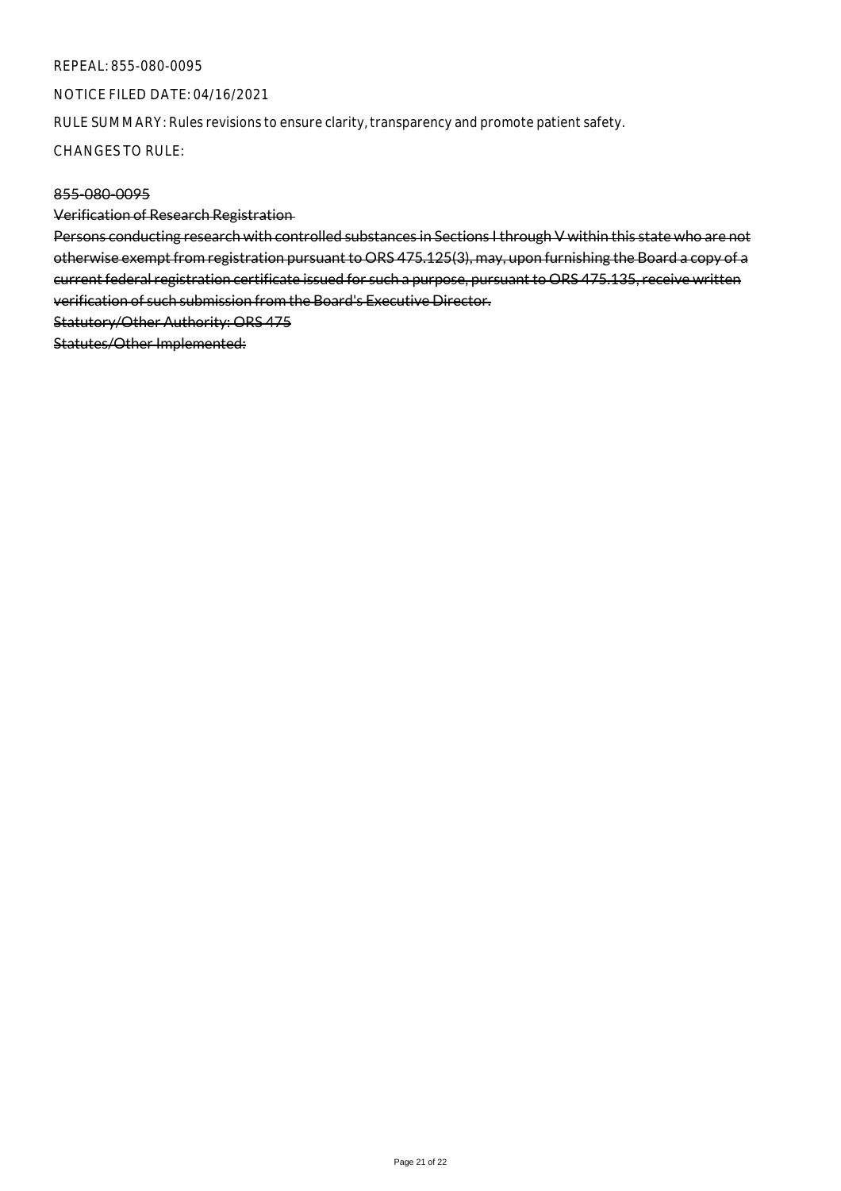REPEAL: 855-080-0095

NOTICE FILED DATE: 04/16/2021

RULE SUMMARY: Rules revisions to ensure clarity, transparency and promote patient safety.

CHANGES TO RULE:

~~855-080-0095~~

~~Verification of Research Registration~~

~~Persons conducting research with controlled substances in Sections I through V within this state who are not otherwise exempt from registration pursuant to ORS 475.125(3), may, upon furnishing the Board a copy of a current federal registration certificate issued for such a purpose, pursuant to ORS 475.135, receive written verification of such submission from the Board's Executive Director.~~

~~Statutory/Other Authority: ORS 475~~

~~Statutes/Other Implemented:~~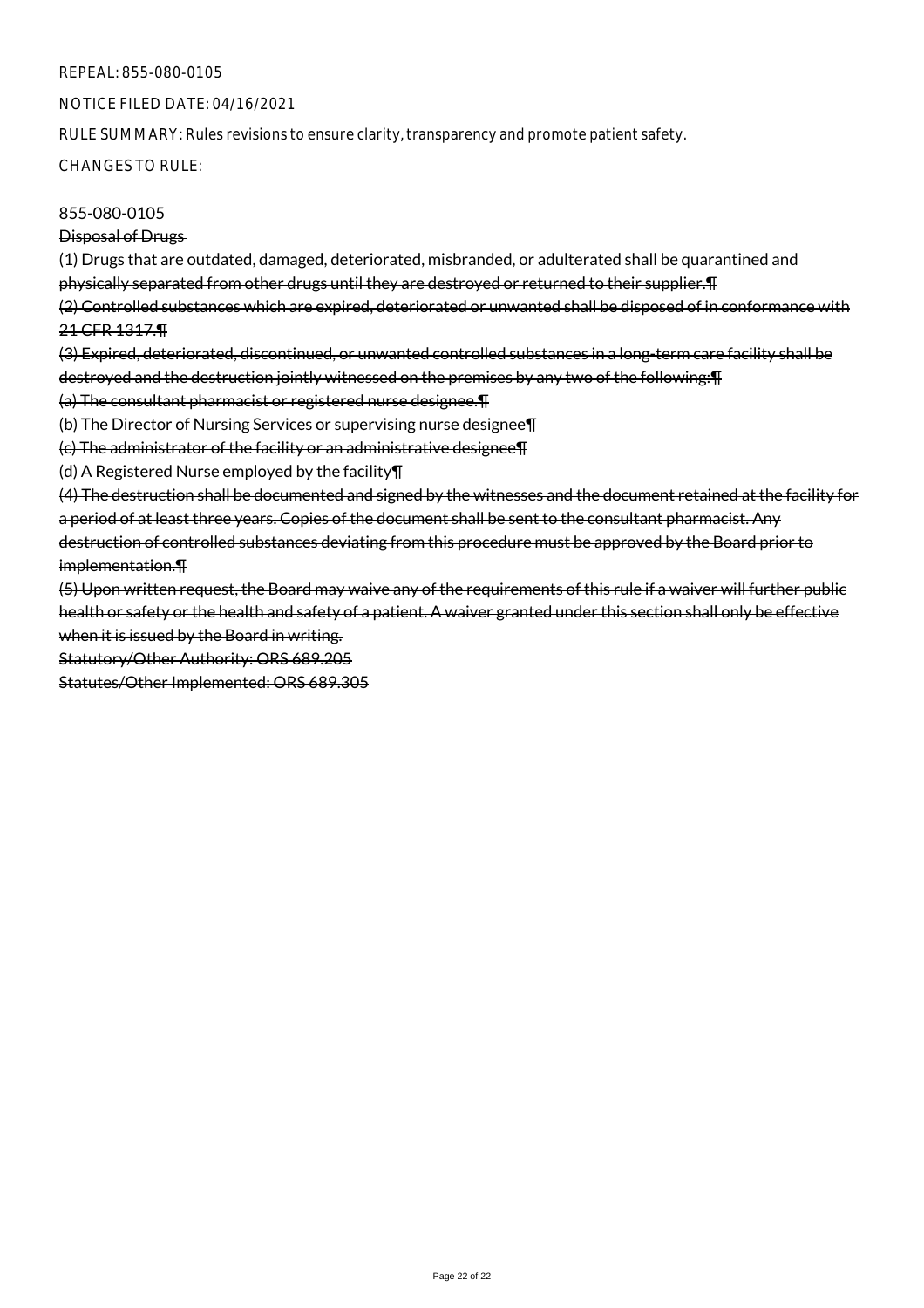REPEAL: 855-080-0105

NOTICE FILED DATE: 04/16/2021

RULE SUMMARY: Rules revisions to ensure clarity, transparency and promote patient safety.

CHANGES TO RULE:

~~855-080-0105~~

~~Disposal of Drugs~~

~~(1) Drugs that are outdated, damaged, deteriorated, misbranded, or adulterated shall be quarantined and physically separated from other drugs until they are destroyed or returned to their supplier.¶~~

~~(2) Controlled substances which are expired, deteriorated or unwanted shall be disposed of in conformance with 21 CFR 1317.¶~~

~~(3) Expired, deteriorated, discontinued, or unwanted controlled substances in a long-term care facility shall be destroyed and the destruction jointly witnessed on the premises by any two of the following:¶~~

~~(a) The consultant pharmacist or registered nurse designee.¶~~

~~(b) The Director of Nursing Services or supervising nurse designee¶~~

~~(c) The administrator of the facility or an administrative designee¶~~

~~(d) A Registered Nurse employed by the facility¶~~

~~(4) The destruction shall be documented and signed by the witnesses and the document retained at the facility for a period of at least three years. Copies of the document shall be sent to the consultant pharmacist. Any destruction of controlled substances deviating from this procedure must be approved by the Board prior to implementation.¶~~

~~(5) Upon written request, the Board may waive any of the requirements of this rule if a waiver will further public health or safety or the health and safety of a patient. A waiver granted under this section shall only be effective when it is issued by the Board in writing.~~

~~Statutory/Other Authority: ORS 689.205~~

~~Statutes/Other Implemented: ORS 689.305~~